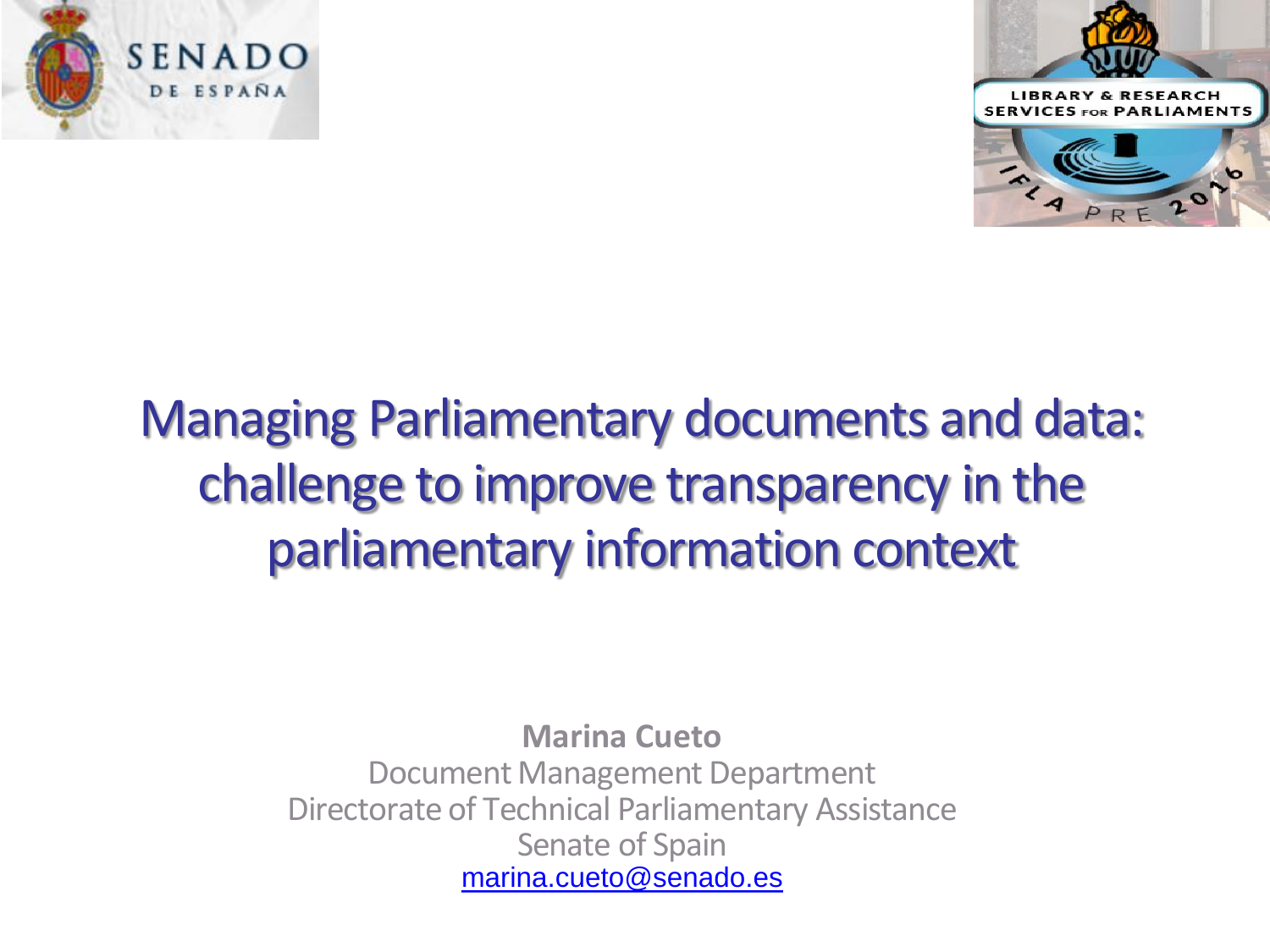# Managing Parliamentary documents and data: challenge to improve transparency in the parliamentary information context

**Marina Cueto**

Document Management Department

Directorate of Technical Parliamentary Assistance

Senate of Spain

marina.cueto@senado.es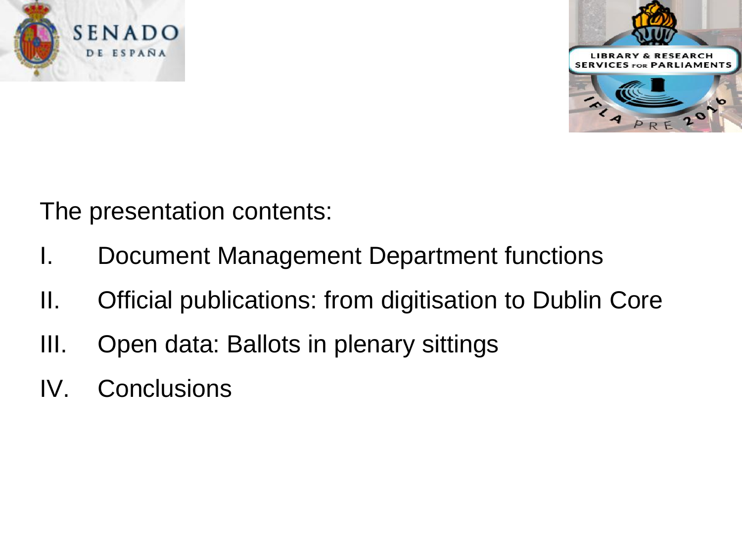The presentation contents:

I. Document Management Department functions

II. Official publications: from digitisation to Dublin Core

III. Open data: Ballots in plenary sittings

IV. Conclusions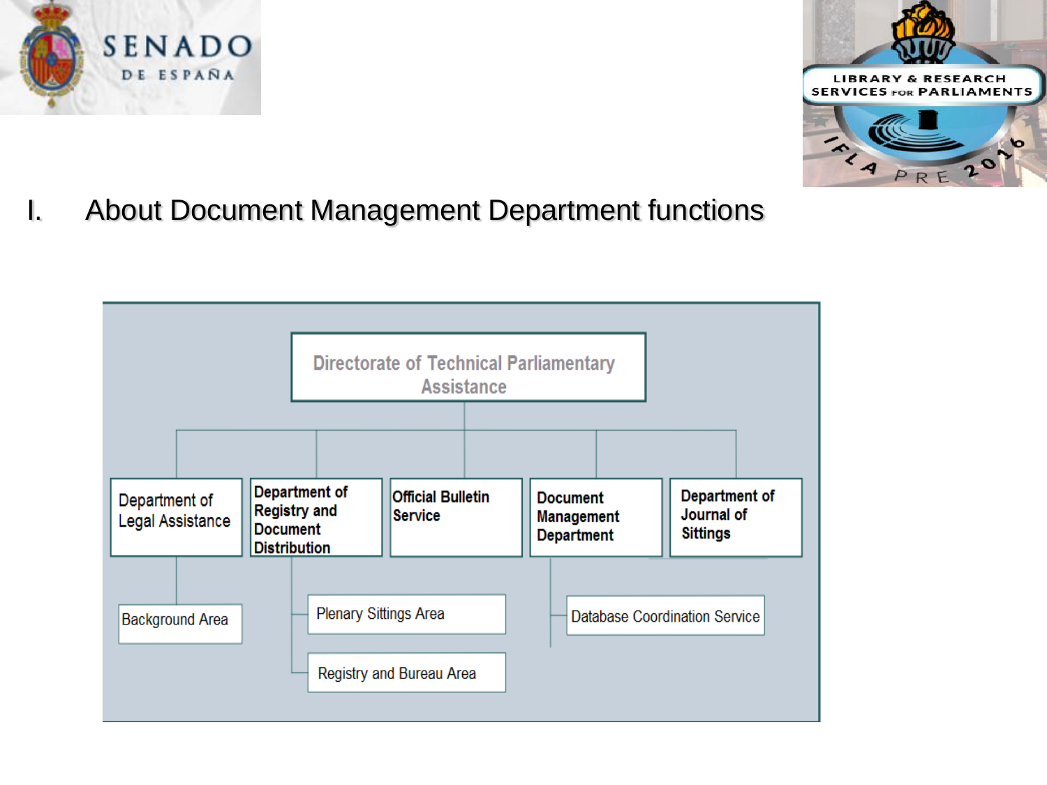# I. About Document Management Department functions

- Directorate of Technical Parliamentary Assistance
  - Department of Legal Assistance
    - Background Area
  - Department of Registry and Document Distribution
    - Plenary Sittings Area
    - Registry and Bureau Area
  - Official Bulletin Service
  - Document Management Department
    - Database Coordination Service
  - Department of Journal of Sittings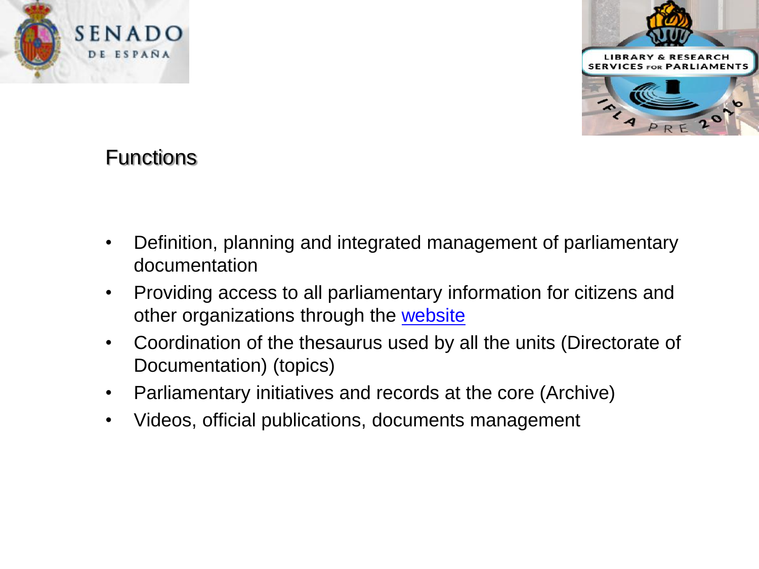## Functions

- Definition, planning and integrated management of parliamentary documentation
- Providing access to all parliamentary information for citizens and other organizations through the website
- Coordination of the thesaurus used by all the units (Directorate of Documentation) (topics)
- Parliamentary initiatives and records at the core (Archive)
- Videos, official publications, documents management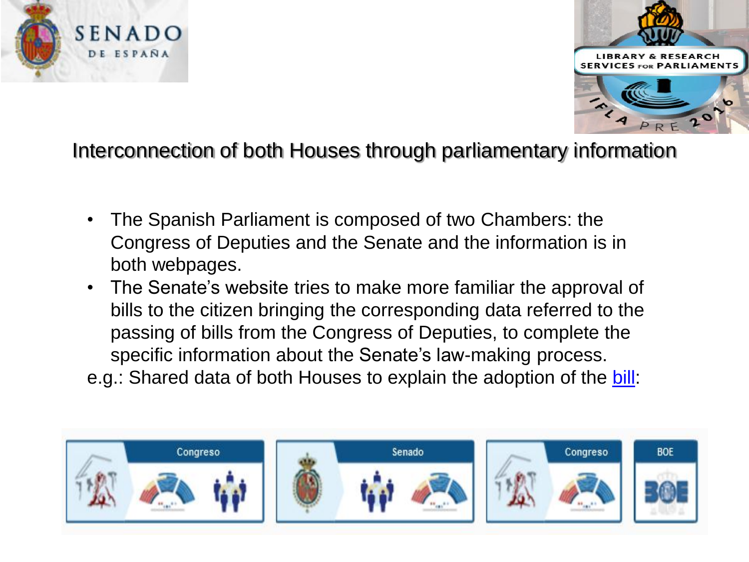## Interconnection of both Houses through parliamentary information

- The Spanish Parliament is composed of two Chambers: the Congress of Deputies and the Senate and the information is in both webpages.
- The Senate's website tries to make more familiar the approval of bills to the citizen bringing the corresponding data referred to the passing of bills from the Congress of Deputies, to complete the specific information about the Senate's law-making process.

e.g.: Shared data of both Houses to explain the adoption of the bill:

Congreso | Senado | Congreso | BOE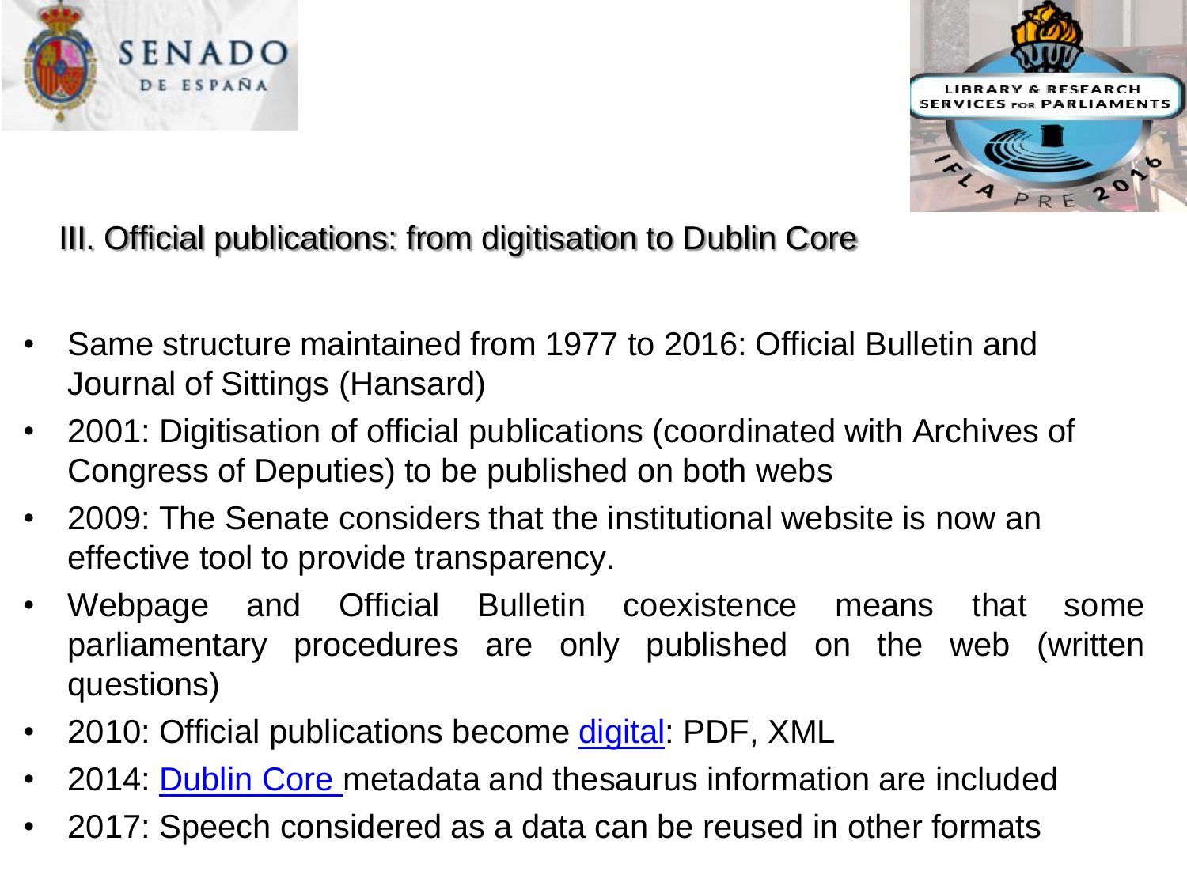## III. Official publications: from digitisation to Dublin Core

- Same structure maintained from 1977 to 2016: Official Bulletin and Journal of Sittings (Hansard)
- 2001: Digitisation of official publications (coordinated with Archives of Congress of Deputies) to be published on both webs
- 2009: The Senate considers that the institutional website is now an effective tool to provide transparency.
- Webpage and Official Bulletin coexistence means that some parliamentary procedures are only published on the web (written questions)
- 2010: Official publications become digital: PDF, XML
- 2014: Dublin Core metadata and thesaurus information are included
- 2017: Speech considered as a data can be reused in other formats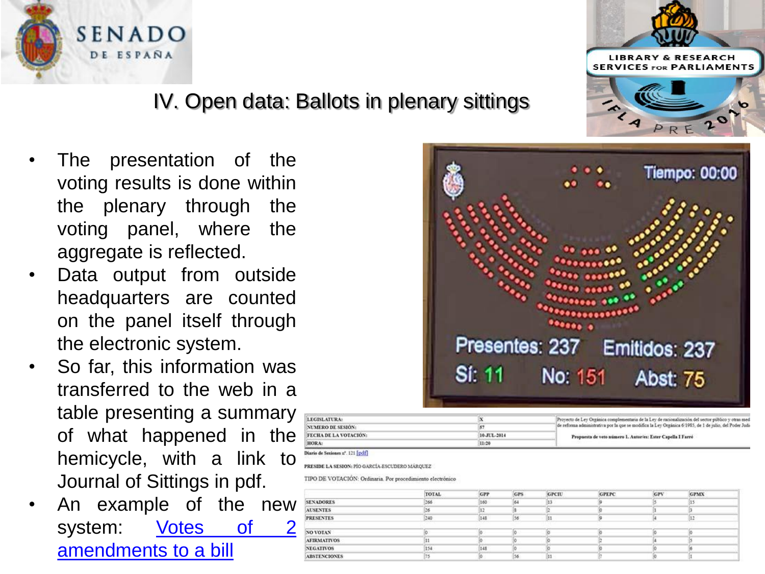# IV. Open data: Ballots in plenary sittings

- The presentation of the voting results is done within the plenary through the voting panel, where the aggregate is reflected.
- Data output from outside headquarters are counted on the panel itself through the electronic system.
- So far, this information was transferred to the web in a table presenting a summary of what happened in the hemicycle, with a link to Journal of Sittings in pdf.
- An example of the new system: [Votes of 2 amendments to a bill]()

Tiempo: 00:00

Presentes: 237 Emitidos: 237

Sí: 11 No: 151 Abst: 75

| LEGISLATURA: | X | Proyecto de Ley Orgánica complementaria de la Ley de racionalización del sector público y otras med de reforma administrativa por la que se modifica la Ley Orgánica 6/1985, de 1 de julio, del Poder Judi |
|---|---|---|
| NUMERO DE SESIÓN: | 57 | |
| FECHA DE LA VOTACIÓN: | 10-JUL-2014 | Propuesta de veto número 1. Autor/es: Ester Capella I Farré |
| HORA: | 11:20 | |

Diario de Sesiones nº. 121 [pdf]

PRESIDE LA SESION: PÍO GARCÍA-ESCUDERO MÁRQUEZ

TIPO DE VOTACIÓN: Ordinaria. Por procedimiento electrónico

| | TOTAL | GPP | GPS | GPCIU | GPEPC | GPV | GPMX |
|---|---|---|---|---|---|---|---|
| SENADORES | 266 | 160 | 64 | 13 | 9 | 5 | 15 |
| AUSENTES | 26 | 12 | 8 | 2 | 0 | 1 | 3 |
| PRESENTES | 240 | 148 | 56 | 11 | 9 | 4 | 12 |
| NO VOTAN | 0 | 0 | 0 | 0 | 0 | 0 | 0 |
| AFIRMATIVOS | 11 | 0 | 0 | 0 | 2 | 4 | 5 |
| NEGATIVOS | 154 | 148 | 0 | 0 | 0 | 0 | 6 |
| ABSTENCIONES | 75 | 0 | 56 | 11 | 7 | 0 | 1 |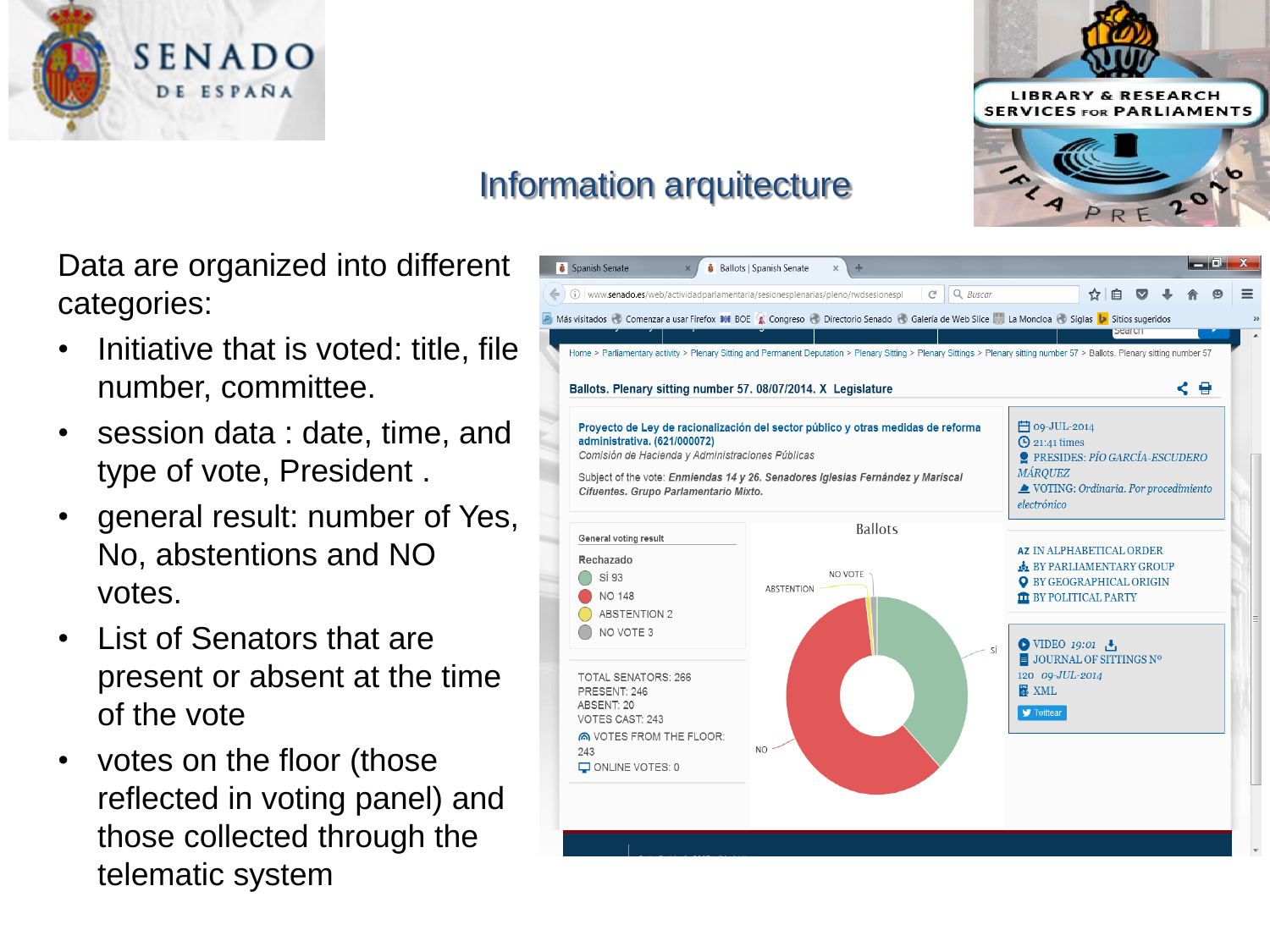# Information arquitecture

Data are organized into different categories:

- Initiative that is voted: title, file number, committee.
- session data : date, time, and type of vote, President .
- general result: number of Yes, No, abstentions and NO votes.
- List of Senators that are present or absent at the time of the vote
- votes on the floor (those reflected in voting panel) and those collected through the telematic system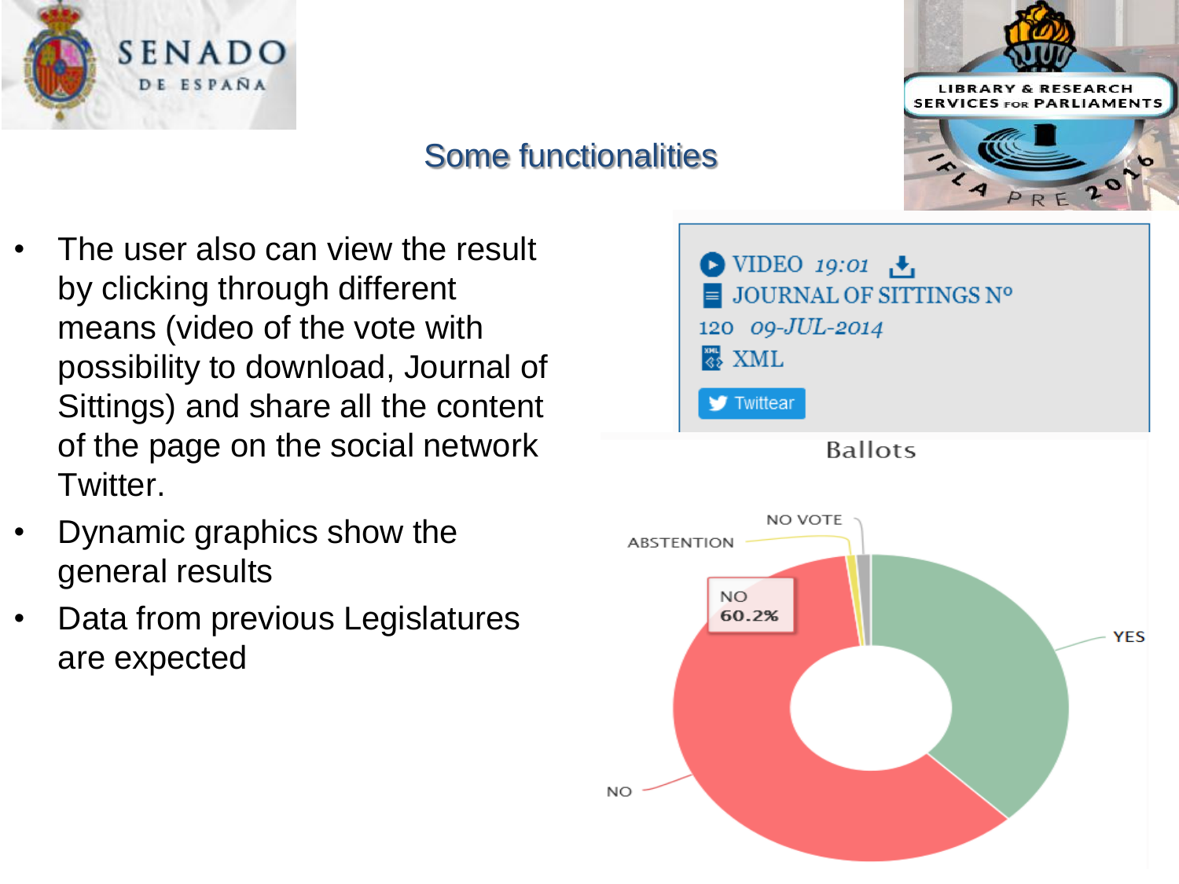## Some functionalities

- The user also can view the result by clicking through different means (video of the vote with possibility to download, Journal of Sittings) and share all the content of the page on the social network Twitter.
- Dynamic graphics show the general results
- Data from previous Legislatures are expected

VIDEO *19:01*
JOURNAL OF SITTINGS Nº 120 *09-JUL-2014*
XML
Twittear

Ballots

NO VOTE
ABSTENTION
NO 60.2%
YES
NO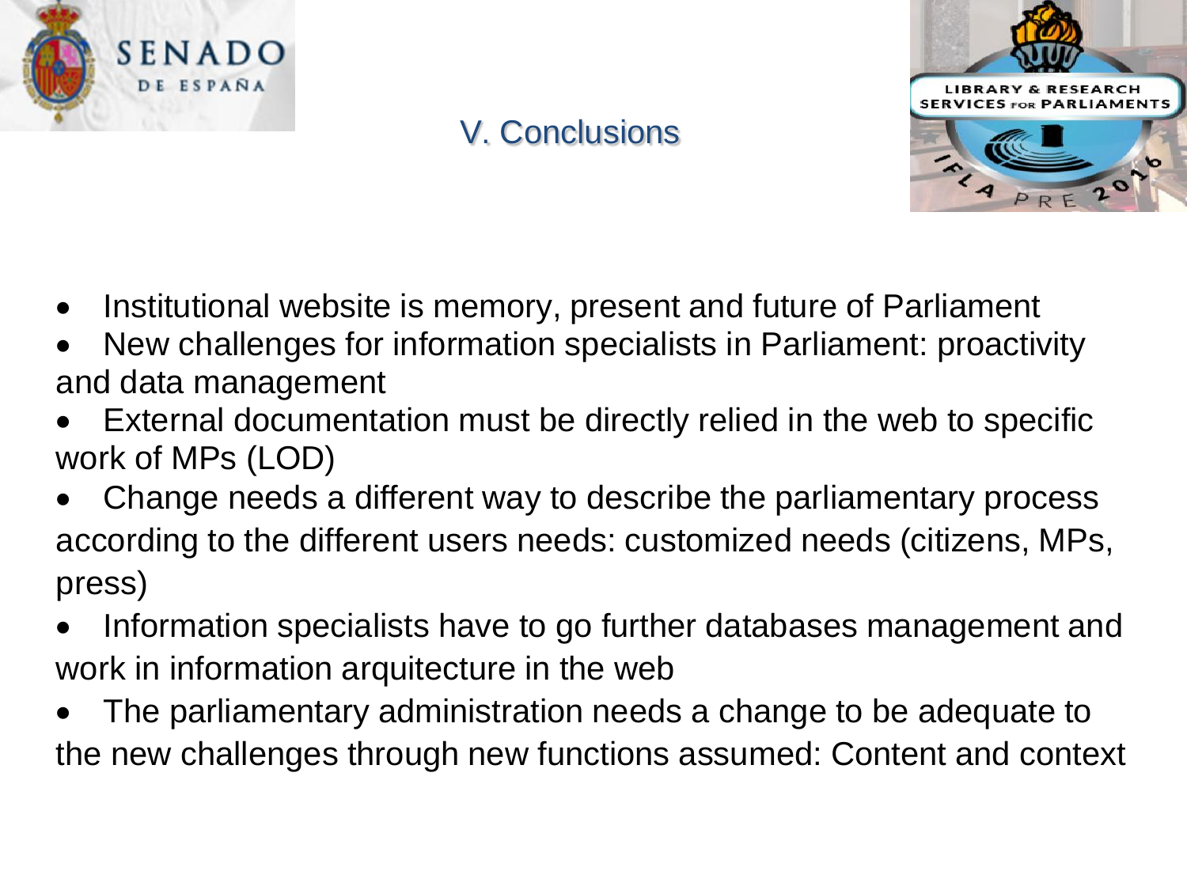# V. Conclusions

- Institutional website is memory, present and future of Parliament
- New challenges for information specialists in Parliament: proactivity and data management
- External documentation must be directly relied in the web to specific work of MPs (LOD)
- Change needs a different way to describe the parliamentary process according to the different users needs: customized needs (citizens, MPs, press)
- Information specialists have to go further databases management and work in information arquitecture in the web
- The parliamentary administration needs a change to be adequate to the new challenges through new functions assumed: Content and context